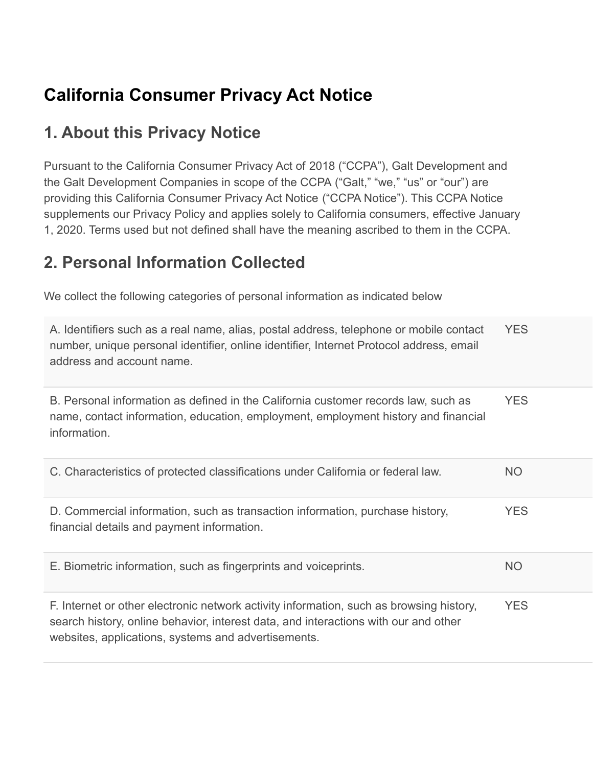# California Consumer Privacy Act Notice

## 1. About this Privacy Notice

Pursuant to the California Consumer Privacy Act of 2018 ("CCPA"), Galt Development and the Galt Development Companies in scope of the CCPA ("Galt," "we," "us" or "our") are providing this California Consumer Privacy Act Notice ("CCPA Notice"). This CCPA Notice supplements our Privacy Policy and applies solely to California consumers, effective January 1, 2020. Terms used but not defined shall have the meaning ascribed to them in the CCPA.

## 2. Personal Information Collected

We collect the following categories of personal information as indicated below

| | |
|---|---|
| A. Identifiers such as a real name, alias, postal address, telephone or mobile contact number, unique personal identifier, online identifier, Internet Protocol address, email address and account name. | YES |
| B. Personal information as defined in the California customer records law, such as name, contact information, education, employment, employment history and financial information. | YES |
| C. Characteristics of protected classifications under California or federal law. | NO |
| D. Commercial information, such as transaction information, purchase history, financial details and payment information. | YES |
| E. Biometric information, such as fingerprints and voiceprints. | NO |
| F. Internet or other electronic network activity information, such as browsing history, search history, online behavior, interest data, and interactions with our and other websites, applications, systems and advertisements. | YES |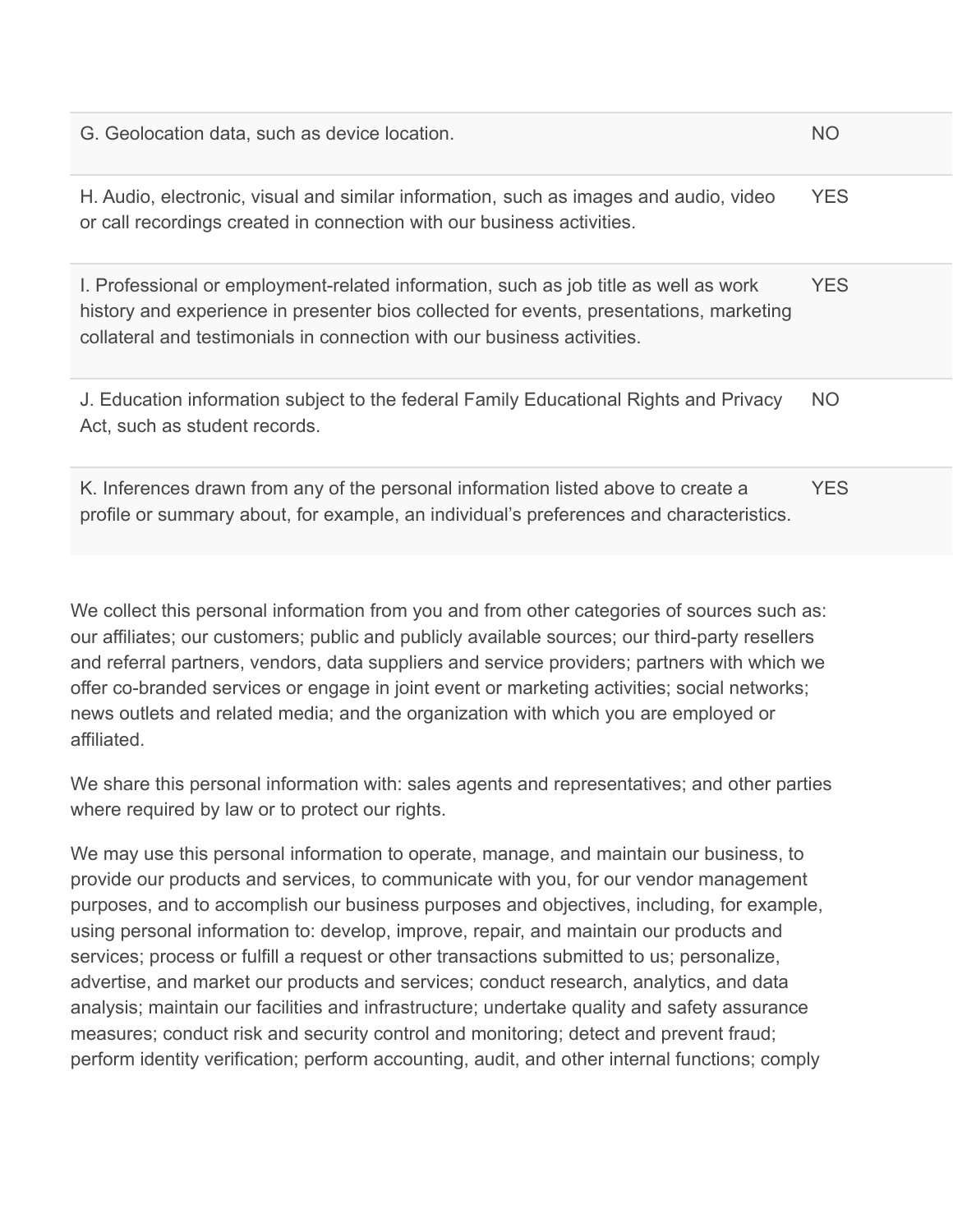| | |
|---|---|
| G. Geolocation data, such as device location. | NO |
| H. Audio, electronic, visual and similar information, such as images and audio, video or call recordings created in connection with our business activities. | YES |
| I. Professional or employment-related information, such as job title as well as work history and experience in presenter bios collected for events, presentations, marketing collateral and testimonials in connection with our business activities. | YES |
| J. Education information subject to the federal Family Educational Rights and Privacy Act, such as student records. | NO |
| K. Inferences drawn from any of the personal information listed above to create a profile or summary about, for example, an individual's preferences and characteristics. | YES |

We collect this personal information from you and from other categories of sources such as: our affiliates; our customers; public and publicly available sources; our third-party resellers and referral partners, vendors, data suppliers and service providers; partners with which we offer co-branded services or engage in joint event or marketing activities; social networks; news outlets and related media; and the organization with which you are employed or affiliated.

We share this personal information with: sales agents and representatives; and other parties where required by law or to protect our rights.

We may use this personal information to operate, manage, and maintain our business, to provide our products and services, to communicate with you, for our vendor management purposes, and to accomplish our business purposes and objectives, including, for example, using personal information to: develop, improve, repair, and maintain our products and services; process or fulfill a request or other transactions submitted to us; personalize, advertise, and market our products and services; conduct research, analytics, and data analysis; maintain our facilities and infrastructure; undertake quality and safety assurance measures; conduct risk and security control and monitoring; detect and prevent fraud; perform identity verification; perform accounting, audit, and other internal functions; comply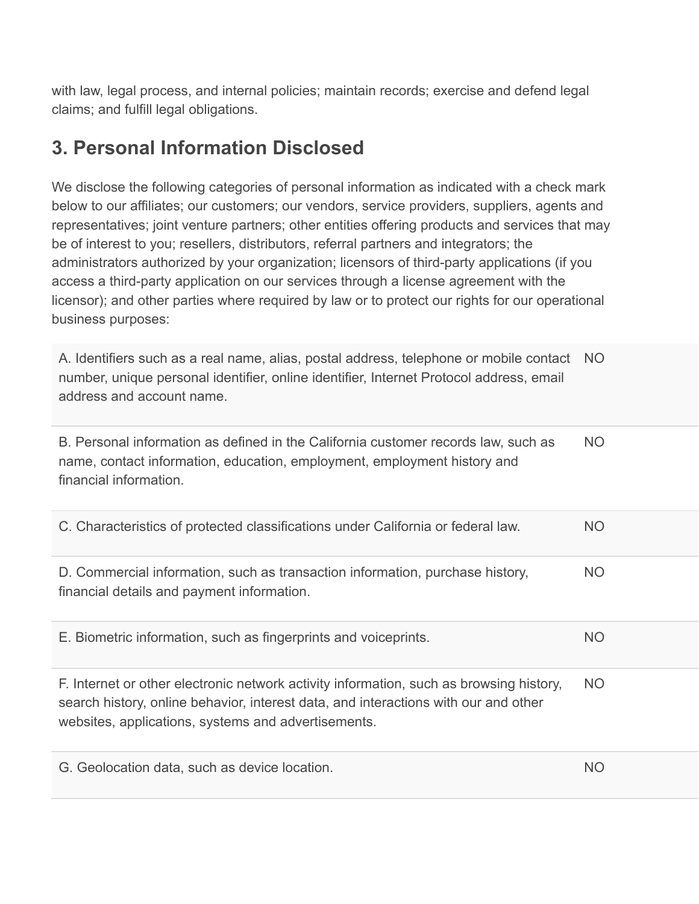with law, legal process, and internal policies; maintain records; exercise and defend legal claims; and fulfill legal obligations.

## 3. Personal Information Disclosed

We disclose the following categories of personal information as indicated with a check mark below to our affiliates; our customers; our vendors, service providers, suppliers, agents and representatives; joint venture partners; other entities offering products and services that may be of interest to you; resellers, distributors, referral partners and integrators; the administrators authorized by your organization; licensors of third-party applications (if you access a third-party application on our services through a license agreement with the licensor); and other parties where required by law or to protect our rights for our operational business purposes:

| | |
|---|---|
| A. Identifiers such as a real name, alias, postal address, telephone or mobile contact number, unique personal identifier, online identifier, Internet Protocol address, email address and account name. | NO |
| B. Personal information as defined in the California customer records law, such as name, contact information, education, employment, employment history and financial information. | NO |
| C. Characteristics of protected classifications under California or federal law. | NO |
| D. Commercial information, such as transaction information, purchase history, financial details and payment information. | NO |
| E. Biometric information, such as fingerprints and voiceprints. | NO |
| F. Internet or other electronic network activity information, such as browsing history, search history, online behavior, interest data, and interactions with our and other websites, applications, systems and advertisements. | NO |
| G. Geolocation data, such as device location. | NO |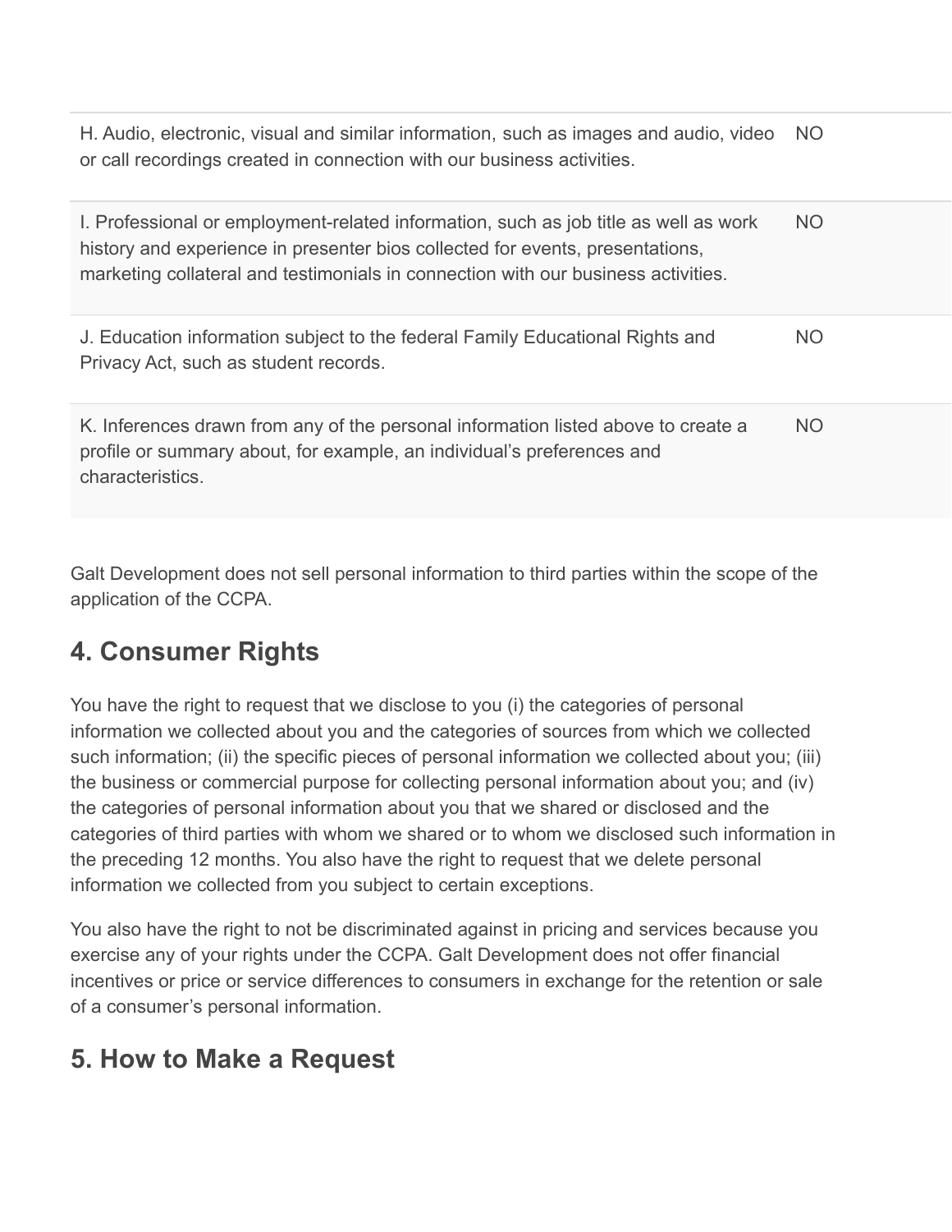| | |
|---|---|
| H. Audio, electronic, visual and similar information, such as images and audio, video or call recordings created in connection with our business activities. | NO |
| I. Professional or employment-related information, such as job title as well as work history and experience in presenter bios collected for events, presentations, marketing collateral and testimonials in connection with our business activities. | NO |
| J. Education information subject to the federal Family Educational Rights and Privacy Act, such as student records. | NO |
| K. Inferences drawn from any of the personal information listed above to create a profile or summary about, for example, an individual's preferences and characteristics. | NO |

Galt Development does not sell personal information to third parties within the scope of the application of the CCPA.

## 4. Consumer Rights

You have the right to request that we disclose to you (i) the categories of personal information we collected about you and the categories of sources from which we collected such information; (ii) the specific pieces of personal information we collected about you; (iii) the business or commercial purpose for collecting personal information about you; and (iv) the categories of personal information about you that we shared or disclosed and the categories of third parties with whom we shared or to whom we disclosed such information in the preceding 12 months. You also have the right to request that we delete personal information we collected from you subject to certain exceptions.

You also have the right to not be discriminated against in pricing and services because you exercise any of your rights under the CCPA. Galt Development does not offer financial incentives or price or service differences to consumers in exchange for the retention or sale of a consumer's personal information.

## 5. How to Make a Request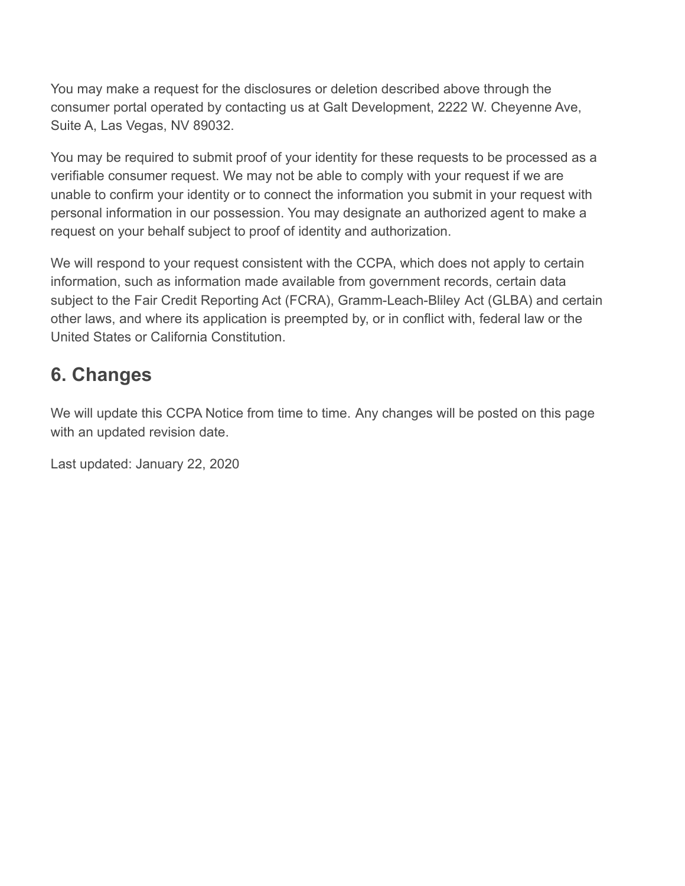You may make a request for the disclosures or deletion described above through the consumer portal operated by contacting us at Galt Development, 2222 W. Cheyenne Ave, Suite A, Las Vegas, NV 89032.

You may be required to submit proof of your identity for these requests to be processed as a verifiable consumer request. We may not be able to comply with your request if we are unable to confirm your identity or to connect the information you submit in your request with personal information in our possession. You may designate an authorized agent to make a request on your behalf subject to proof of identity and authorization.

We will respond to your request consistent with the CCPA, which does not apply to certain information, such as information made available from government records, certain data subject to the Fair Credit Reporting Act (FCRA), Gramm-Leach-Bliley Act (GLBA) and certain other laws, and where its application is preempted by, or in conflict with, federal law or the United States or California Constitution.

## 6. Changes

We will update this CCPA Notice from time to time. Any changes will be posted on this page with an updated revision date.

Last updated: January 22, 2020